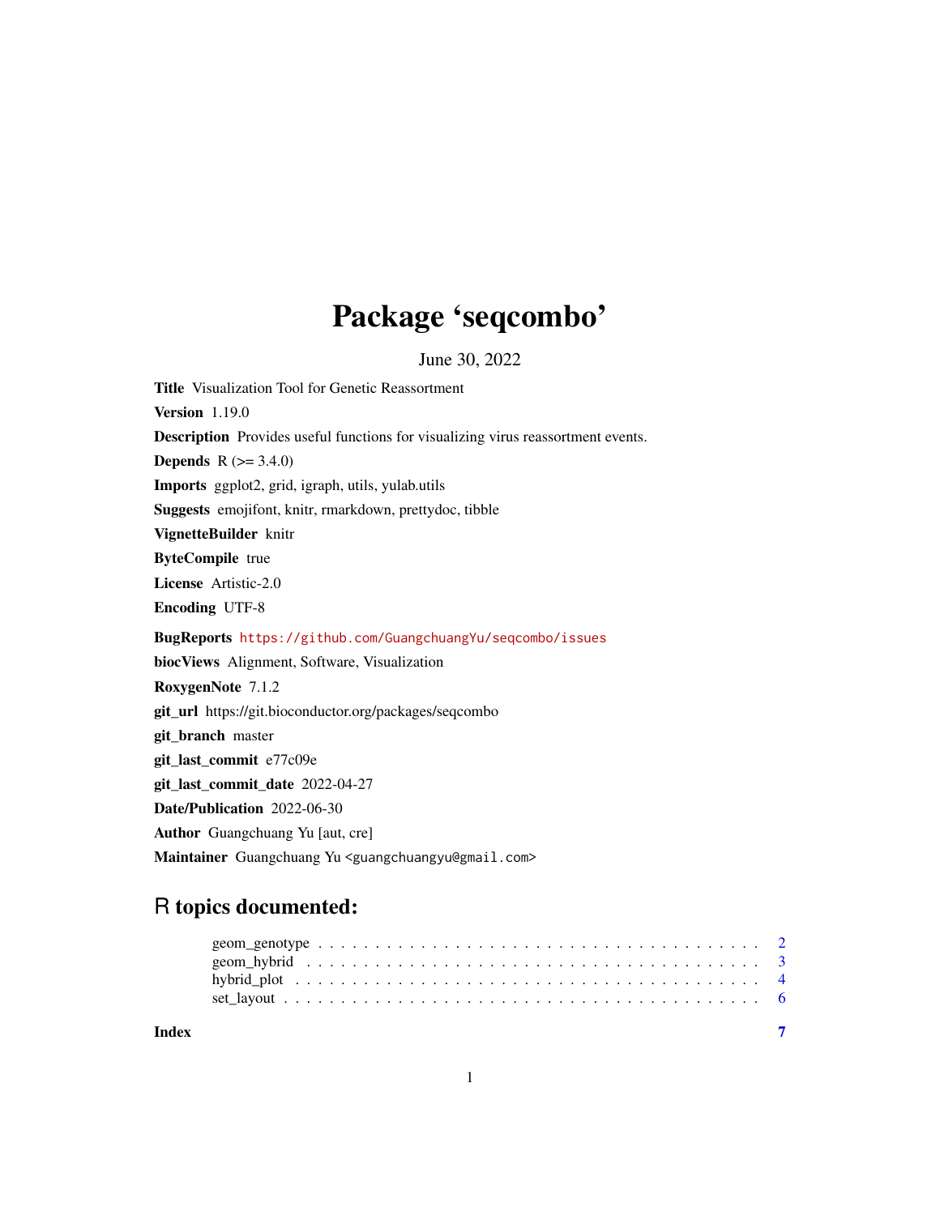# Package 'seqcombo'

June 30, 2022

**Title** Visualization Tool for Genetic Reassortment

**Version** 1.19.0

**Description** Provides useful functions for visualizing virus reassortment events.

**Depends** R (>= 3.4.0)

**Imports** ggplot2, grid, igraph, utils, yulab.utils

**Suggests** emojifont, knitr, rmarkdown, prettydoc, tibble

**VignetteBuilder** knitr

**ByteCompile** true

**License** Artistic-2.0

**Encoding** UTF-8

**BugReports** https://github.com/GuangchuangYu/seqcombo/issues

**biocViews** Alignment, Software, Visualization

**RoxygenNote** 7.1.2

**git_url** https://git.bioconductor.org/packages/seqcombo

**git_branch** master

**git_last_commit** e77c09e

**git_last_commit_date** 2022-04-27

**Date/Publication** 2022-06-30

**Author** Guangchuang Yu [aut, cre]

**Maintainer** Guangchuang Yu <guangchuangyu@gmail.com>

## R topics documented:

- geom_genotype . . . . . . . . . . . . . . . . . . . . . . . . . . . . . . . . . . . . . . 2
- geom_hybrid . . . . . . . . . . . . . . . . . . . . . . . . . . . . . . . . . . . . . . 3
- hybrid_plot . . . . . . . . . . . . . . . . . . . . . . . . . . . . . . . . . . . . . . 4
- set_layout . . . . . . . . . . . . . . . . . . . . . . . . . . . . . . . . . . . . . . 6

**Index** 7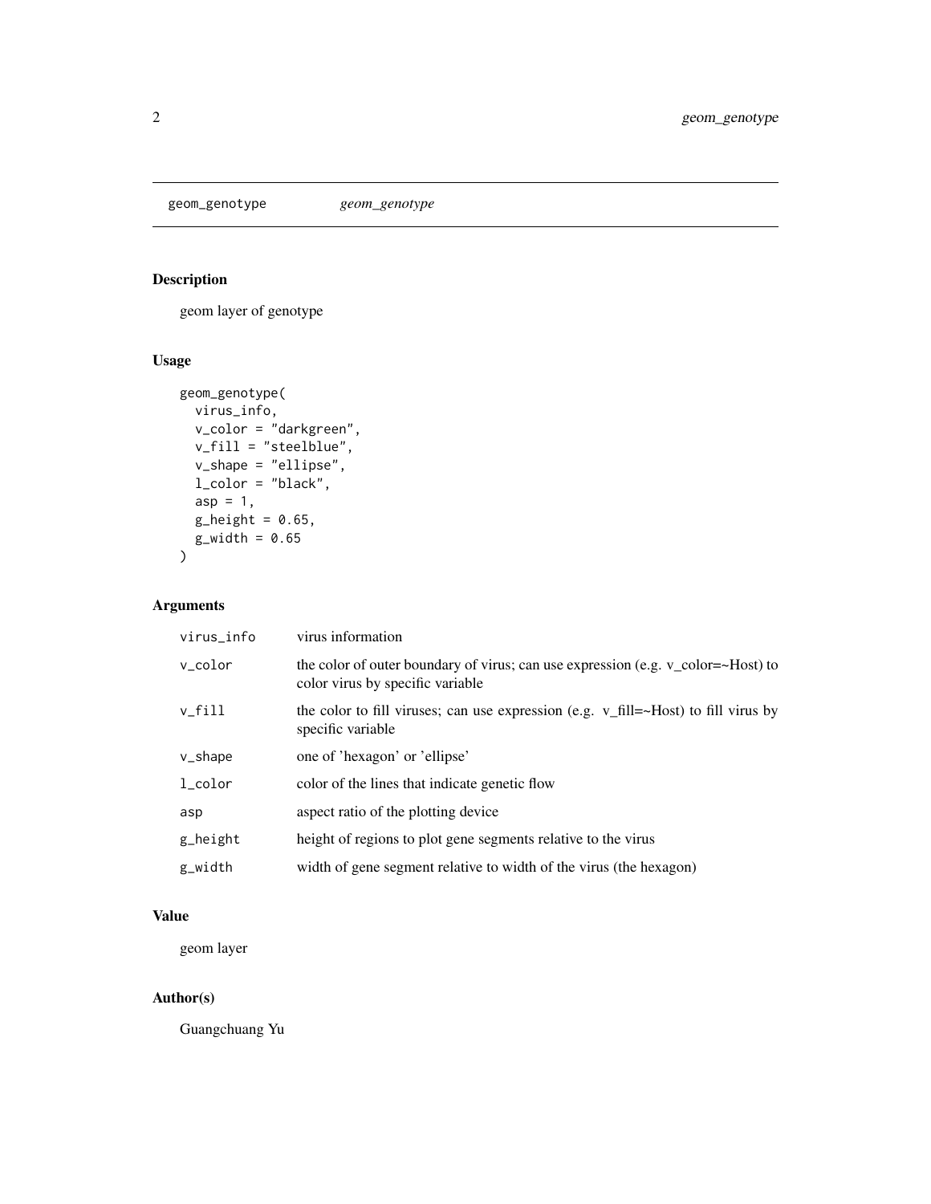geom_genotype *geom_genotype*

## Description

geom layer of genotype

## Usage

```
geom_genotype(
  virus_info,
  v_color = "darkgreen",
  v_fill = "steelblue",
  v_shape = "ellipse",
  l_color = "black",
  asp = 1,
  g_height = 0.65,
  g_width = 0.65
)
```

## Arguments

| | |
|---|---|
| virus_info | virus information |
| v_color | the color of outer boundary of virus; can use expression (e.g. v_color=~Host) to color virus by specific variable |
| v_fill | the color to fill viruses; can use expression (e.g. v_fill=~Host) to fill virus by specific variable |
| v_shape | one of 'hexagon' or 'ellipse' |
| l_color | color of the lines that indicate genetic flow |
| asp | aspect ratio of the plotting device |
| g_height | height of regions to plot gene segments relative to the virus |
| g_width | width of gene segment relative to width of the virus (the hexagon) |

## Value

geom layer

## Author(s)

Guangchuang Yu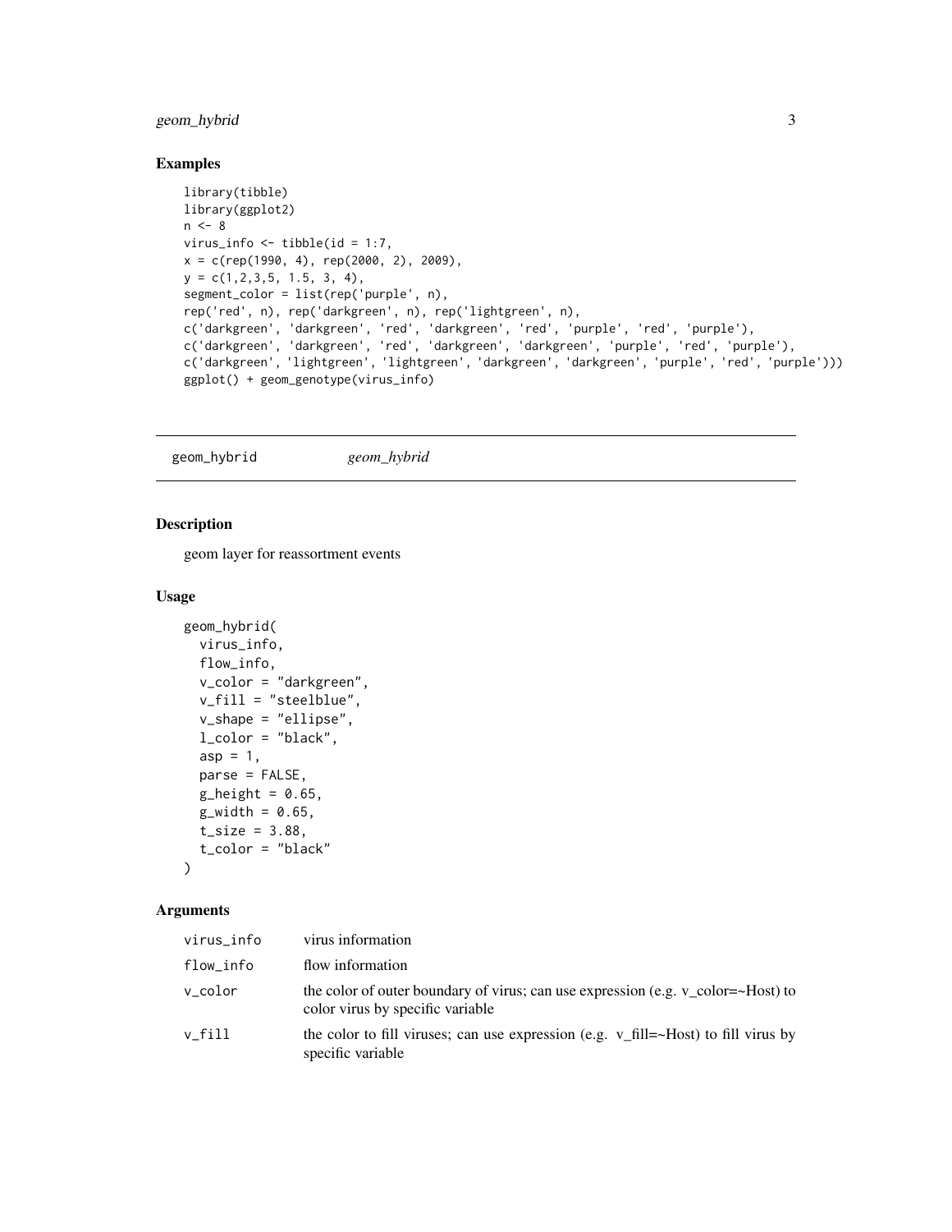## Examples

```
library(tibble)
library(ggplot2)
n <- 8
virus_info <- tibble(id = 1:7,
x = c(rep(1990, 4), rep(2000, 2), 2009),
y = c(1,2,3,5, 1.5, 3, 4),
segment_color = list(rep('purple', n),
rep('red', n), rep('darkgreen', n), rep('lightgreen', n),
c('darkgreen', 'darkgreen', 'red', 'darkgreen', 'red', 'purple', 'red', 'purple'),
c('darkgreen', 'darkgreen', 'red', 'darkgreen', 'darkgreen', 'purple', 'red', 'purple'),
c('darkgreen', 'lightgreen', 'lightgreen', 'darkgreen', 'darkgreen', 'purple', 'red', 'purple')))
ggplot() + geom_genotype(virus_info)
```

---

# geom_hybrid *geom_hybrid*

---

## Description

geom layer for reassortment events

## Usage

```
geom_hybrid(
  virus_info,
  flow_info,
  v_color = "darkgreen",
  v_fill = "steelblue",
  v_shape = "ellipse",
  l_color = "black",
  asp = 1,
  parse = FALSE,
  g_height = 0.65,
  g_width = 0.65,
  t_size = 3.88,
  t_color = "black"
)
```

## Arguments

| | |
|---|---|
| virus_info | virus information |
| flow_info | flow information |
| v_color | the color of outer boundary of virus; can use expression (e.g. v_color=~Host) to color virus by specific variable |
| v_fill | the color to fill viruses; can use expression (e.g. v_fill=~Host) to fill virus by specific variable |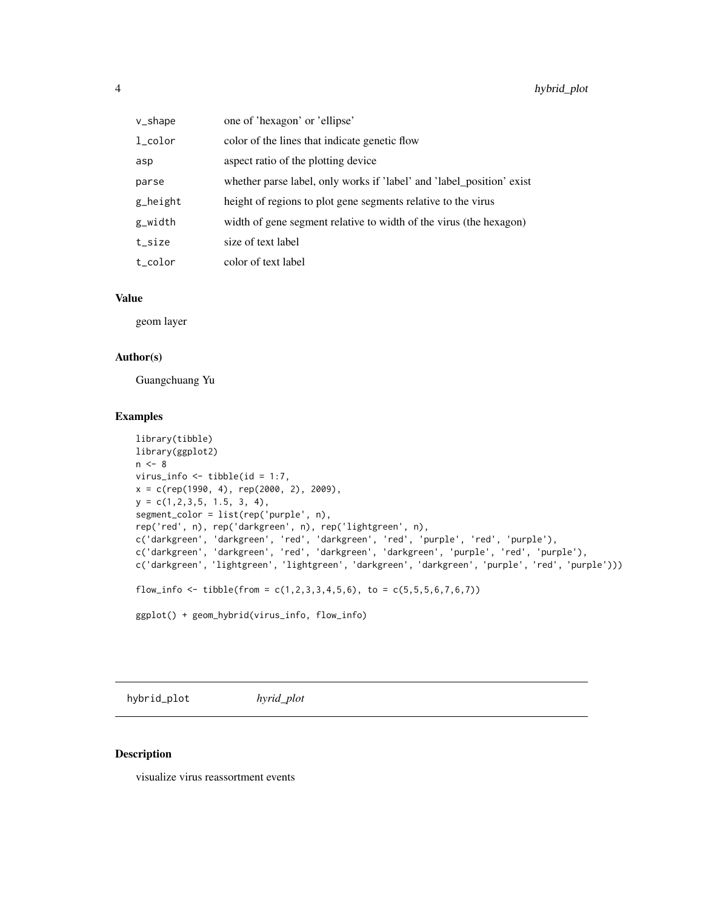| | |
|---|---|
| v_shape | one of 'hexagon' or 'ellipse' |
| l_color | color of the lines that indicate genetic flow |
| asp | aspect ratio of the plotting device |
| parse | whether parse label, only works if 'label' and 'label_position' exist |
| g_height | height of regions to plot gene segments relative to the virus |
| g_width | width of gene segment relative to width of the virus (the hexagon) |
| t_size | size of text label |
| t_color | color of text label |

### Value

geom layer

### Author(s)

Guangchuang Yu

### Examples

```
library(tibble)
library(ggplot2)
n <- 8
virus_info <- tibble(id = 1:7,
x = c(rep(1990, 4), rep(2000, 2), 2009),
y = c(1,2,3,5, 1.5, 3, 4),
segment_color = list(rep('purple', n),
rep('red', n), rep('darkgreen', n), rep('lightgreen', n),
c('darkgreen', 'darkgreen', 'red', 'darkgreen', 'red', 'purple', 'red', 'purple'),
c('darkgreen', 'darkgreen', 'red', 'darkgreen', 'darkgreen', 'purple', 'red', 'purple'),
c('darkgreen', 'lightgreen', 'lightgreen', 'darkgreen', 'darkgreen', 'purple', 'red', 'purple')))

flow_info <- tibble(from = c(1,2,3,3,4,5,6), to = c(5,5,5,6,7,6,7))

ggplot() + geom_hybrid(virus_info, flow_info)
```

---

## hybrid_plot *hyrid_plot*

### Description

visualize virus reassortment events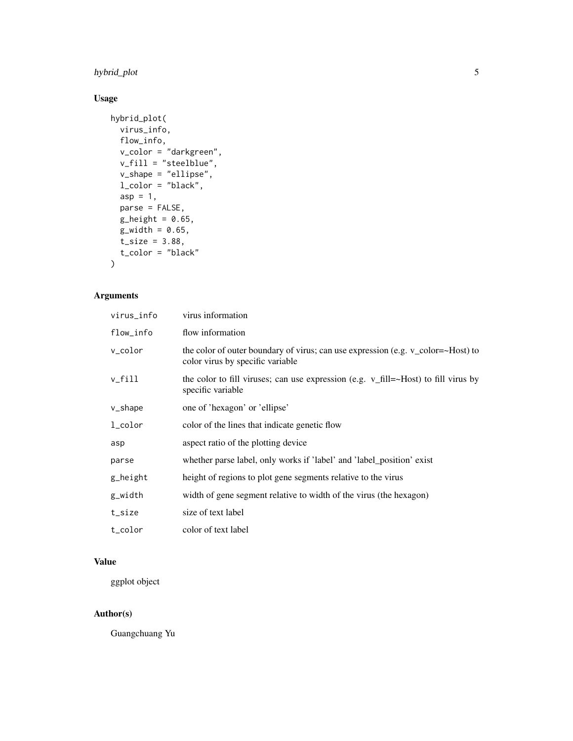## Usage

```
hybrid_plot(
  virus_info,
  flow_info,
  v_color = "darkgreen",
  v_fill = "steelblue",
  v_shape = "ellipse",
  l_color = "black",
  asp = 1,
  parse = FALSE,
  g_height = 0.65,
  g_width = 0.65,
  t_size = 3.88,
  t_color = "black"
)
```

## Arguments

| | |
|---|---|
| `virus_info` | virus information |
| `flow_info` | flow information |
| `v_color` | the color of outer boundary of virus; can use expression (e.g. v_color=~Host) to color virus by specific variable |
| `v_fill` | the color to fill viruses; can use expression (e.g. v_fill=~Host) to fill virus by specific variable |
| `v_shape` | one of 'hexagon' or 'ellipse' |
| `l_color` | color of the lines that indicate genetic flow |
| `asp` | aspect ratio of the plotting device |
| `parse` | whether parse label, only works if 'label' and 'label_position' exist |
| `g_height` | height of regions to plot gene segments relative to the virus |
| `g_width` | width of gene segment relative to width of the virus (the hexagon) |
| `t_size` | size of text label |
| `t_color` | color of text label |

## Value

ggplot object

## Author(s)

Guangchuang Yu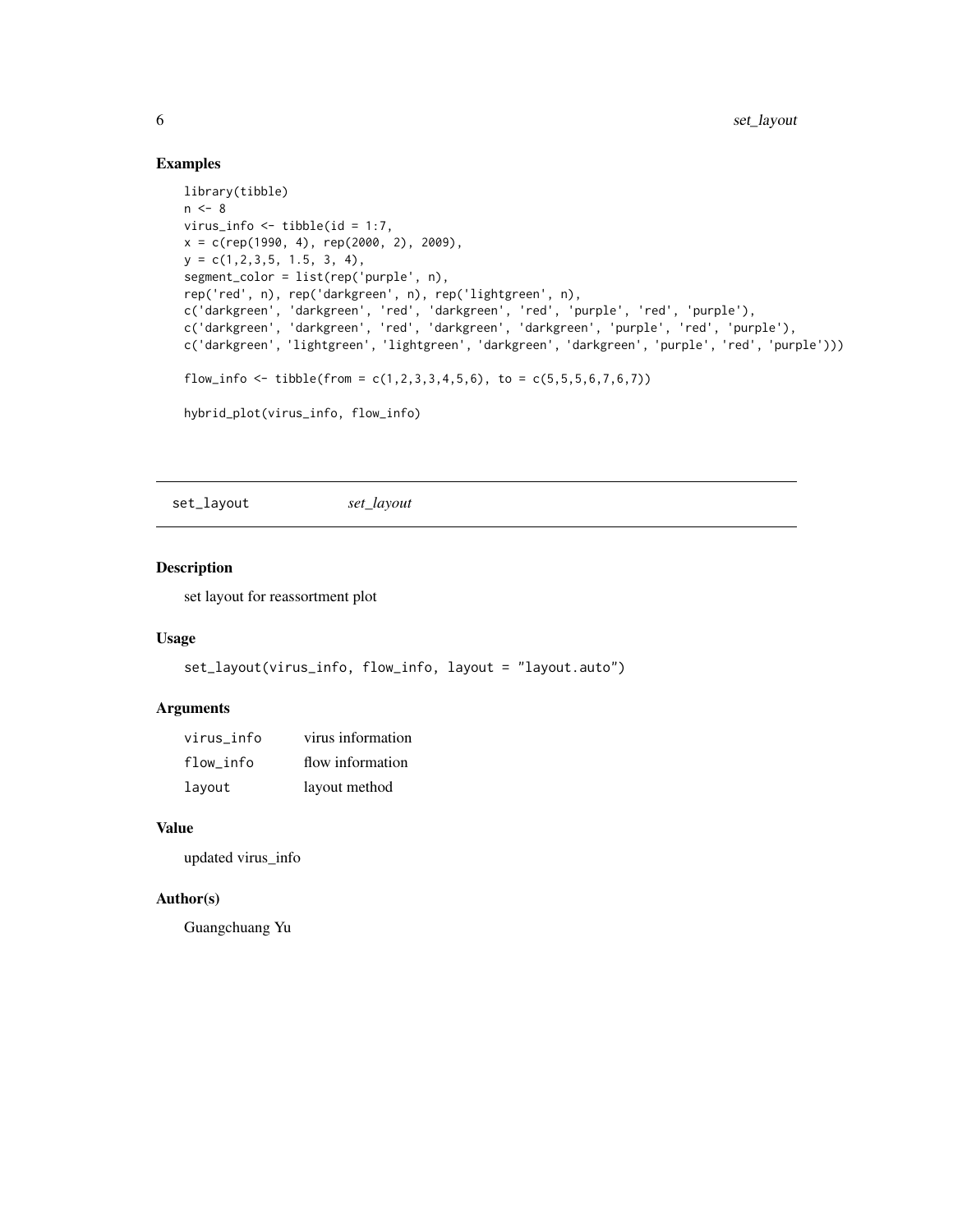## Examples

```
library(tibble)
n <- 8
virus_info <- tibble(id = 1:7,
x = c(rep(1990, 4), rep(2000, 2), 2009),
y = c(1,2,3,5, 1.5, 3, 4),
segment_color = list(rep('purple', n),
rep('red', n), rep('darkgreen', n), rep('lightgreen', n),
c('darkgreen', 'darkgreen', 'red', 'darkgreen', 'red', 'purple', 'red', 'purple'),
c('darkgreen', 'darkgreen', 'red', 'darkgreen', 'darkgreen', 'purple', 'red', 'purple'),
c('darkgreen', 'lightgreen', 'lightgreen', 'darkgreen', 'darkgreen', 'purple', 'red', 'purple')))

flow_info <- tibble(from = c(1,2,3,3,4,5,6), to = c(5,5,5,6,7,6,7))

hybrid_plot(virus_info, flow_info)
```

---

# set_layout *set_layout*

---

## Description

set layout for reassortment plot

## Usage

```
set_layout(virus_info, flow_info, layout = "layout.auto")
```

## Arguments

| | |
|---|---|
| virus_info | virus information |
| flow_info | flow information |
| layout | layout method |

## Value

updated virus_info

## Author(s)

Guangchuang Yu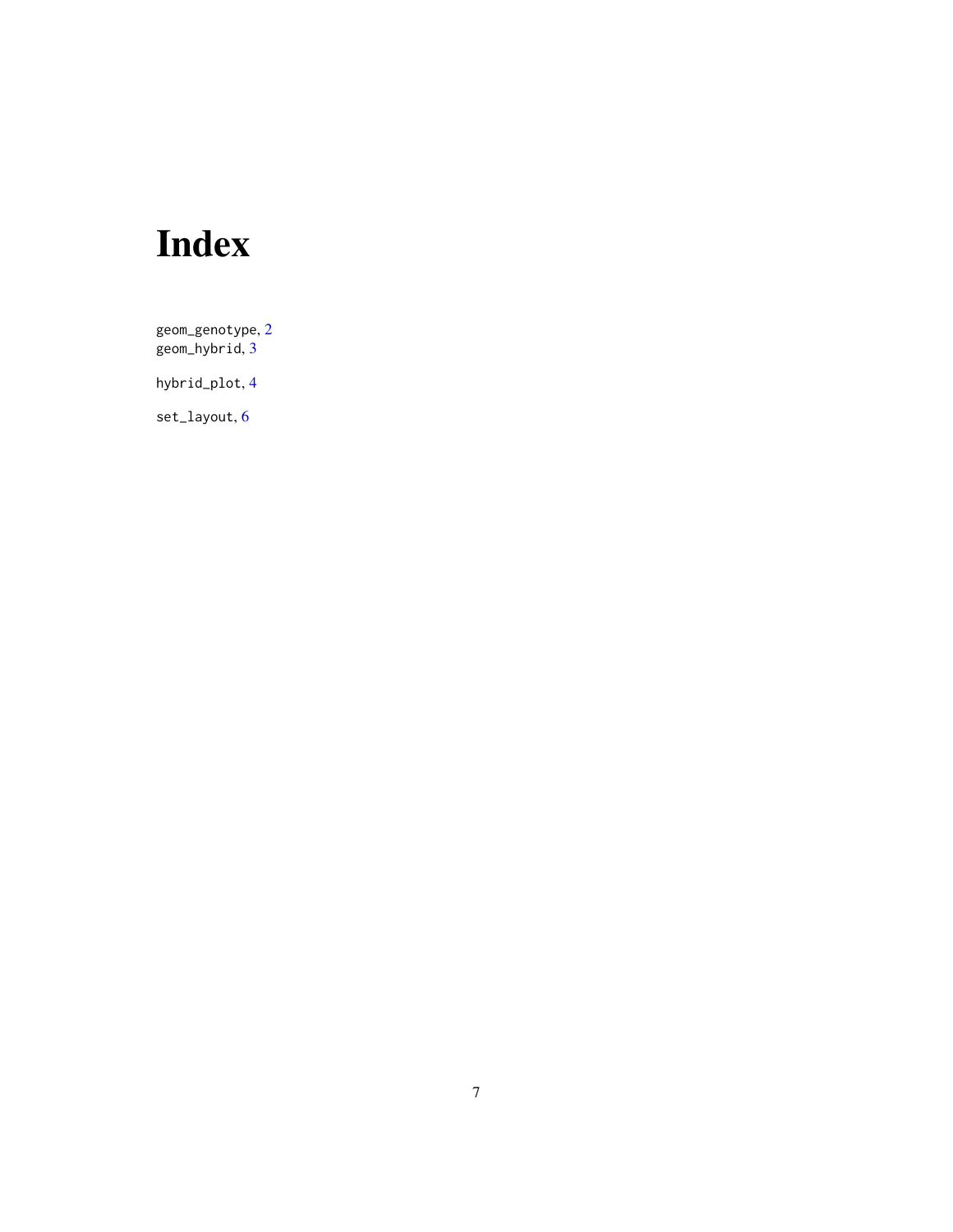# Index

geom_genotype, 2
geom_hybrid, 3

hybrid_plot, 4

set_layout, 6